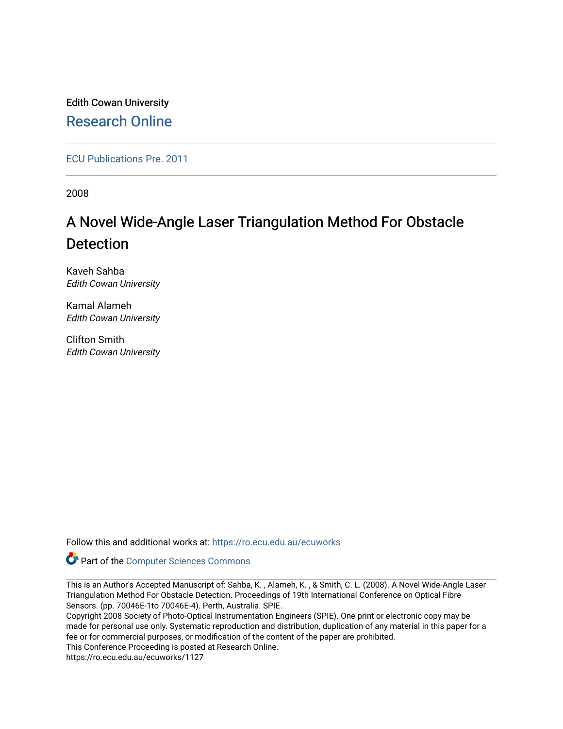Edith Cowan University

Research Online

ECU Publications Pre. 2011

2008

# A Novel Wide-Angle Laser Triangulation Method For Obstacle Detection

Kaveh Sahba
*Edith Cowan University*

Kamal Alameh
*Edith Cowan University*

Clifton Smith
*Edith Cowan University*

Follow this and additional works at: https://ro.ecu.edu.au/ecuworks

Part of the Computer Sciences Commons

This is an Author's Accepted Manuscript of: Sahba, K. , Alameh, K. , & Smith, C. L. (2008). A Novel Wide-Angle Laser Triangulation Method For Obstacle Detection. Proceedings of 19th International Conference on Optical Fibre Sensors. (pp. 70046E-1to 70046E-4). Perth, Australia. SPIE.
Copyright 2008 Society of Photo-Optical Instrumentation Engineers (SPIE). One print or electronic copy may be made for personal use only. Systematic reproduction and distribution, duplication of any material in this paper for a fee or for commercial purposes, or modification of the content of the paper are prohibited.
This Conference Proceeding is posted at Research Online.
https://ro.ecu.edu.au/ecuworks/1127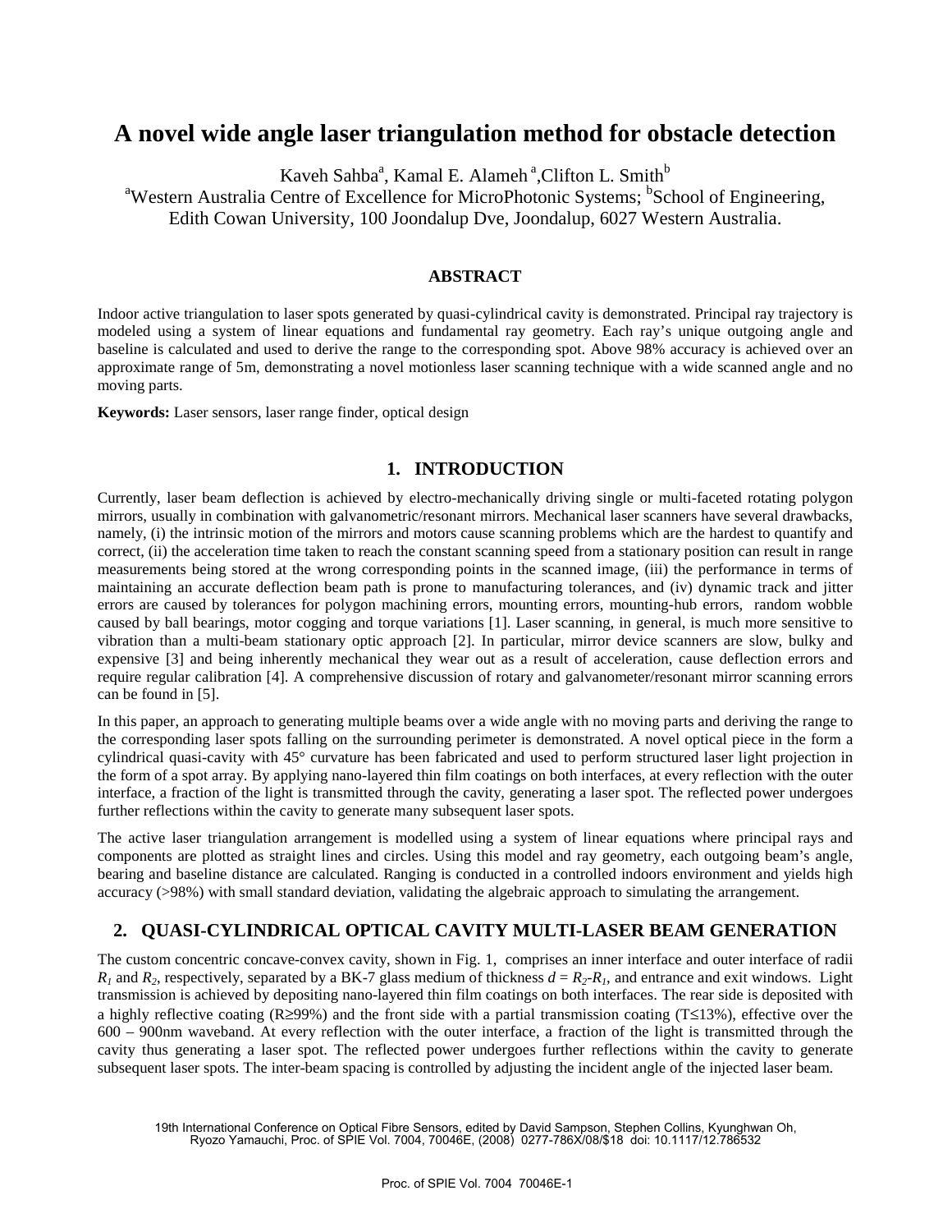# A novel wide angle laser triangulation method for obstacle detection

Kaveh Sahba[a], Kamal E. Alameh[a], Clifton L. Smith[b]

[a]Western Australia Centre of Excellence for MicroPhotonic Systems; [b]School of Engineering, Edith Cowan University, 100 Joondalup Dve, Joondalup, 6027 Western Australia.

## ABSTRACT

Indoor active triangulation to laser spots generated by quasi-cylindrical cavity is demonstrated. Principal ray trajectory is modeled using a system of linear equations and fundamental ray geometry. Each ray's unique outgoing angle and baseline is calculated and used to derive the range to the corresponding spot. Above 98% accuracy is achieved over an approximate range of 5m, demonstrating a novel motionless laser scanning technique with a wide scanned angle and no moving parts.

**Keywords:** Laser sensors, laser range finder, optical design

## 1. INTRODUCTION

Currently, laser beam deflection is achieved by electro-mechanically driving single or multi-faceted rotating polygon mirrors, usually in combination with galvanometric/resonant mirrors. Mechanical laser scanners have several drawbacks, namely, (i) the intrinsic motion of the mirrors and motors cause scanning problems which are the hardest to quantify and correct, (ii) the acceleration time taken to reach the constant scanning speed from a stationary position can result in range measurements being stored at the wrong corresponding points in the scanned image, (iii) the performance in terms of maintaining an accurate deflection beam path is prone to manufacturing tolerances, and (iv) dynamic track and jitter errors are caused by tolerances for polygon machining errors, mounting errors, mounting-hub errors, random wobble caused by ball bearings, motor cogging and torque variations [1]. Laser scanning, in general, is much more sensitive to vibration than a multi-beam stationary optic approach [2]. In particular, mirror device scanners are slow, bulky and expensive [3] and being inherently mechanical they wear out as a result of acceleration, cause deflection errors and require regular calibration [4]. A comprehensive discussion of rotary and galvanometer/resonant mirror scanning errors can be found in [5].

In this paper, an approach to generating multiple beams over a wide angle with no moving parts and deriving the range to the corresponding laser spots falling on the surrounding perimeter is demonstrated. A novel optical piece in the form a cylindrical quasi-cavity with 45° curvature has been fabricated and used to perform structured laser light projection in the form of a spot array. By applying nano-layered thin film coatings on both interfaces, at every reflection with the outer interface, a fraction of the light is transmitted through the cavity, generating a laser spot. The reflected power undergoes further reflections within the cavity to generate many subsequent laser spots.

The active laser triangulation arrangement is modelled using a system of linear equations where principal rays and components are plotted as straight lines and circles. Using this model and ray geometry, each outgoing beam's angle, bearing and baseline distance are calculated. Ranging is conducted in a controlled indoors environment and yields high accuracy (>98%) with small standard deviation, validating the algebraic approach to simulating the arrangement.

## 2. QUASI-CYLINDRICAL OPTICAL CAVITY MULTI-LASER BEAM GENERATION

The custom concentric concave-convex cavity, shown in Fig. 1, comprises an inner interface and outer interface of radii $R_1$ and $R_2$, respectively, separated by a BK-7 glass medium of thickness $d = R_2 - R_1$, and entrance and exit windows. Light transmission is achieved by depositing nano-layered thin film coatings on both interfaces. The rear side is deposited with a highly reflective coating (R≥99%) and the front side with a partial transmission coating (T≤13%), effective over the 600 – 900nm waveband. At every reflection with the outer interface, a fraction of the light is transmitted through the cavity thus generating a laser spot. The reflected power undergoes further reflections within the cavity to generate subsequent laser spots. The inter-beam spacing is controlled by adjusting the incident angle of the injected laser beam.

19th International Conference on Optical Fibre Sensors, edited by David Sampson, Stephen Collins, Kyunghwan Oh, Ryozo Yamauchi, Proc. of SPIE Vol. 7004, 70046E, (2008) 0277-786X/08/$18 doi: 10.1117/12.786532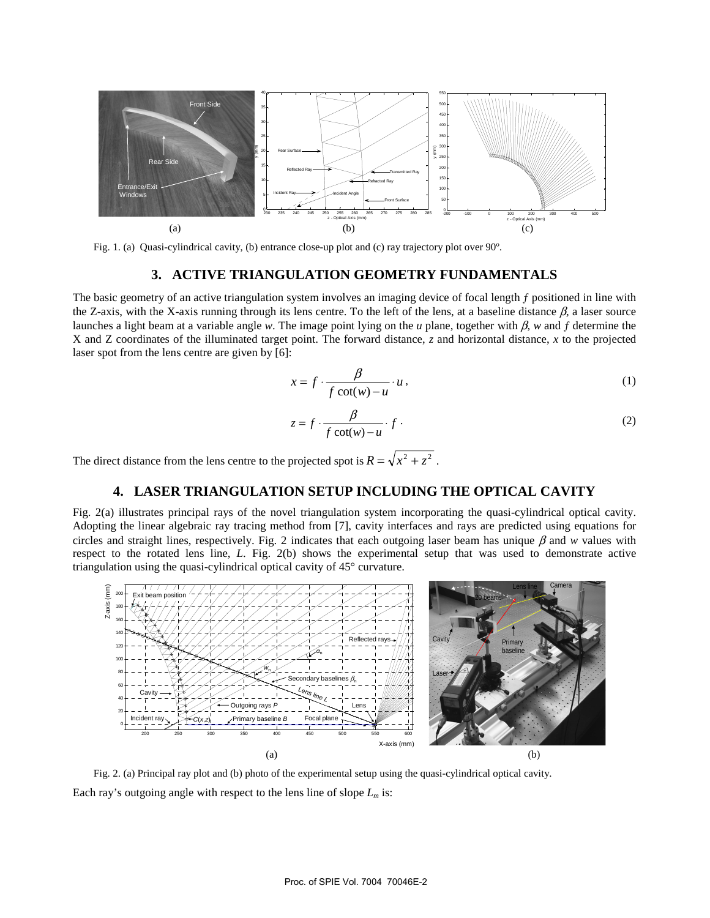Fig. 1. (a) Quasi-cylindrical cavity, (b) entrance close-up plot and (c) ray trajectory plot over 90º.

## 3. ACTIVE TRIANGULATION GEOMETRY FUNDAMENTALS

The basic geometry of an active triangulation system involves an imaging device of focal length $f$ positioned in line with the Z-axis, with the X-axis running through its lens centre. To the left of the lens, at a baseline distance $\beta$, a laser source launches a light beam at a variable angle $w$. The image point lying on the $u$ plane, together with $\beta$, $w$ and $f$ determine the X and Z coordinates of the illuminated target point. The forward distance, $z$ and horizontal distance, $x$ to the projected laser spot from the lens centre are given by [6]:

$$x = f \cdot \frac{\beta}{f \cot(w) - u} \cdot u, \tag{1}$$

$$z = f \cdot \frac{\beta}{f \cot(w) - u} \cdot f \cdot \tag{2}$$

The direct distance from the lens centre to the projected spot is $R = \sqrt{x^2 + z^2}$ .

## 4. LASER TRIANGULATION SETUP INCLUDING THE OPTICAL CAVITY

Fig. 2(a) illustrates principal rays of the novel triangulation system incorporating the quasi-cylindrical optical cavity. Adopting the linear algebraic ray tracing method from [7], cavity interfaces and rays are predicted using equations for circles and straight lines, respectively. Fig. 2 indicates that each outgoing laser beam has unique $\beta$ and $w$ values with respect to the rotated lens line, $L$. Fig. 2(b) shows the experimental setup that was used to demonstrate active triangulation using the quasi-cylindrical optical cavity of 45° curvature.

Fig. 2. (a) Principal ray plot and (b) photo of the experimental setup using the quasi-cylindrical optical cavity.

Each ray's outgoing angle with respect to the lens line of slope $L_m$ is: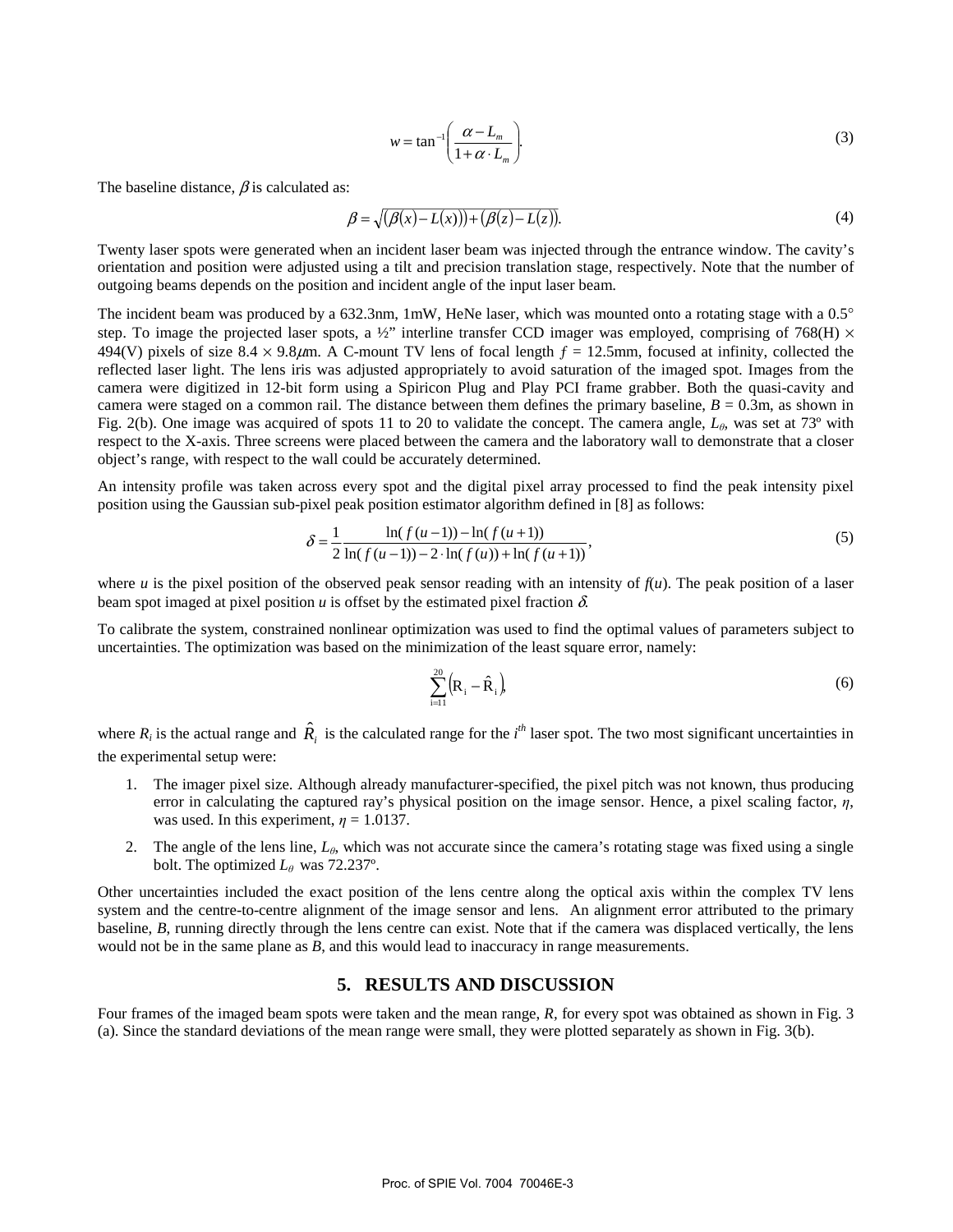$$w = \tan^{-1}\left(\frac{\alpha - L_m}{1 + \alpha \cdot L_m}\right). \tag{3}$$

The baseline distance, $\beta$ is calculated as:

$$\beta = \sqrt{(\beta(x) - L(x)) + (\beta(z) - L(z))}. \tag{4}$$

Twenty laser spots were generated when an incident laser beam was injected through the entrance window. The cavity's orientation and position were adjusted using a tilt and precision translation stage, respectively. Note that the number of outgoing beams depends on the position and incident angle of the input laser beam.

The incident beam was produced by a 632.3nm, 1mW, HeNe laser, which was mounted onto a rotating stage with a 0.5° step. To image the projected laser spots, a ½" interline transfer CCD imager was employed, comprising of 768(H) × 494(V) pixels of size 8.4 × 9.8$\mu$m. A C-mount TV lens of focal length $f$ = 12.5mm, focused at infinity, collected the reflected laser light. The lens iris was adjusted appropriately to avoid saturation of the imaged spot. Images from the camera were digitized in 12-bit form using a Spiricon Plug and Play PCI frame grabber. Both the quasi-cavity and camera were staged on a common rail. The distance between them defines the primary baseline, $B$ = 0.3m, as shown in Fig. 2(b). One image was acquired of spots 11 to 20 to validate the concept. The camera angle, $L_\theta$, was set at 73º with respect to the X-axis. Three screens were placed between the camera and the laboratory wall to demonstrate that a closer object's range, with respect to the wall could be accurately determined.

An intensity profile was taken across every spot and the digital pixel array processed to find the peak intensity pixel position using the Gaussian sub-pixel peak position estimator algorithm defined in [8] as follows:

$$\delta = \frac{1}{2}\frac{\ln(f(u-1)) - \ln(f(u+1))}{\ln(f(u-1)) - 2\cdot\ln(f(u)) + \ln(f(u+1))}, \tag{5}$$

where $u$ is the pixel position of the observed peak sensor reading with an intensity of $f(u)$. The peak position of a laser beam spot imaged at pixel position $u$ is offset by the estimated pixel fraction $\delta$.

To calibrate the system, constrained nonlinear optimization was used to find the optimal values of parameters subject to uncertainties. The optimization was based on the minimization of the least square error, namely:

$$\sum_{i=11}^{20}\left(R_i - \hat{R}_i\right), \tag{6}$$

where $R_i$ is the actual range and $\hat{R}_i$ is the calculated range for the $i^{th}$ laser spot. The two most significant uncertainties in the experimental setup were:

1. The imager pixel size. Although already manufacturer-specified, the pixel pitch was not known, thus producing error in calculating the captured ray's physical position on the image sensor. Hence, a pixel scaling factor, $\eta$, was used. In this experiment, $\eta$ = 1.0137.
2. The angle of the lens line, $L_\theta$, which was not accurate since the camera's rotating stage was fixed using a single bolt. The optimized $L_\theta$ was 72.237º.

Other uncertainties included the exact position of the lens centre along the optical axis within the complex TV lens system and the centre-to-centre alignment of the image sensor and lens. An alignment error attributed to the primary baseline, $B$, running directly through the lens centre can exist. Note that if the camera was displaced vertically, the lens would not be in the same plane as $B$, and this would lead to inaccuracy in range measurements.

## 5. RESULTS AND DISCUSSION

Four frames of the imaged beam spots were taken and the mean range, $R$, for every spot was obtained as shown in Fig. 3 (a). Since the standard deviations of the mean range were small, they were plotted separately as shown in Fig. 3(b).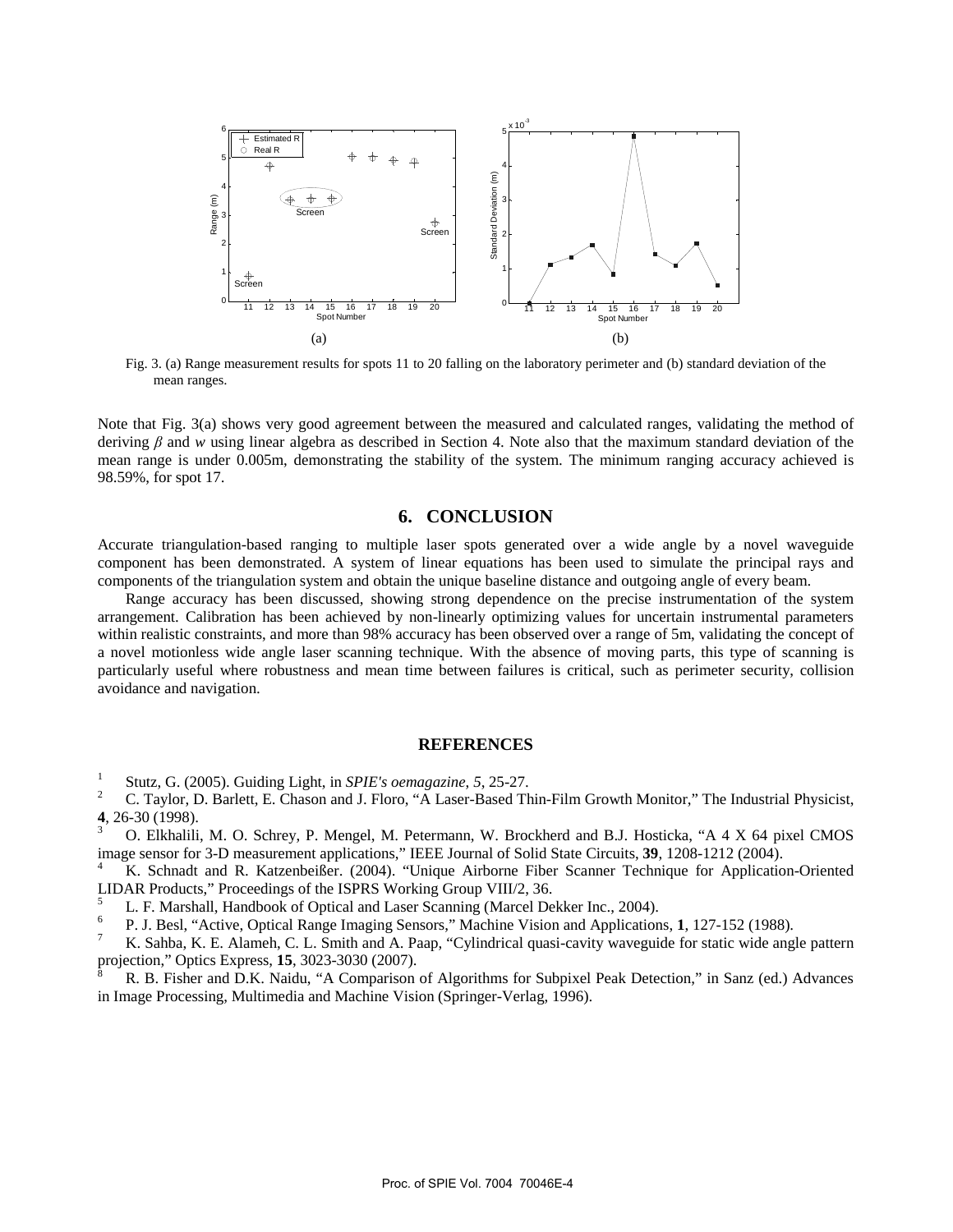Estimated R
Real R

Range (m)

Screen

Screen

Screen

Spot Number

x 10^-3

Standard Deviation (m)

Spot Number

(a) (b)

Fig. 3. (a) Range measurement results for spots 11 to 20 falling on the laboratory perimeter and (b) standard deviation of the mean ranges.

Note that Fig. 3(a) shows very good agreement between the measured and calculated ranges, validating the method of deriving $\beta$ and $w$ using linear algebra as described in Section 4. Note also that the maximum standard deviation of the mean range is under 0.005m, demonstrating the stability of the system. The minimum ranging accuracy achieved is 98.59%, for spot 17.

## 6. CONCLUSION

Accurate triangulation-based ranging to multiple laser spots generated over a wide angle by a novel waveguide component has been demonstrated. A system of linear equations has been used to simulate the principal rays and components of the triangulation system and obtain the unique baseline distance and outgoing angle of every beam.

Range accuracy has been discussed, showing strong dependence on the precise instrumentation of the system arrangement. Calibration has been achieved by non-linearly optimizing values for uncertain instrumental parameters within realistic constraints, and more than 98% accuracy has been observed over a range of 5m, validating the concept of a novel motionless wide angle laser scanning technique. With the absence of moving parts, this type of scanning is particularly useful where robustness and mean time between failures is critical, such as perimeter security, collision avoidance and navigation.

## REFERENCES

[1] Stutz, G. (2005). Guiding Light, in *SPIE's oemagazine*, *5*, 25-27.

[2] C. Taylor, D. Barlett, E. Chason and J. Floro, "A Laser-Based Thin-Film Growth Monitor," The Industrial Physicist, **4**, 26-30 (1998).

[3] O. Elkhalili, M. O. Schrey, P. Mengel, M. Petermann, W. Brockherd and B.J. Hosticka, "A 4 X 64 pixel CMOS image sensor for 3-D measurement applications," IEEE Journal of Solid State Circuits, **39**, 1208-1212 (2004).

[4] K. Schnadt and R. Katzenbeißer. (2004). "Unique Airborne Fiber Scanner Technique for Application-Oriented LIDAR Products," Proceedings of the ISPRS Working Group VIII/2, 36.

[5] L. F. Marshall, Handbook of Optical and Laser Scanning (Marcel Dekker Inc., 2004).

[6] P. J. Besl, "Active, Optical Range Imaging Sensors," Machine Vision and Applications, **1**, 127-152 (1988).

[7] K. Sahba, K. E. Alameh, C. L. Smith and A. Paap, "Cylindrical quasi-cavity waveguide for static wide angle pattern projection," Optics Express, **15**, 3023-3030 (2007).

[8] R. B. Fisher and D.K. Naidu, "A Comparison of Algorithms for Subpixel Peak Detection," in Sanz (ed.) Advances in Image Processing, Multimedia and Machine Vision (Springer-Verlag, 1996).